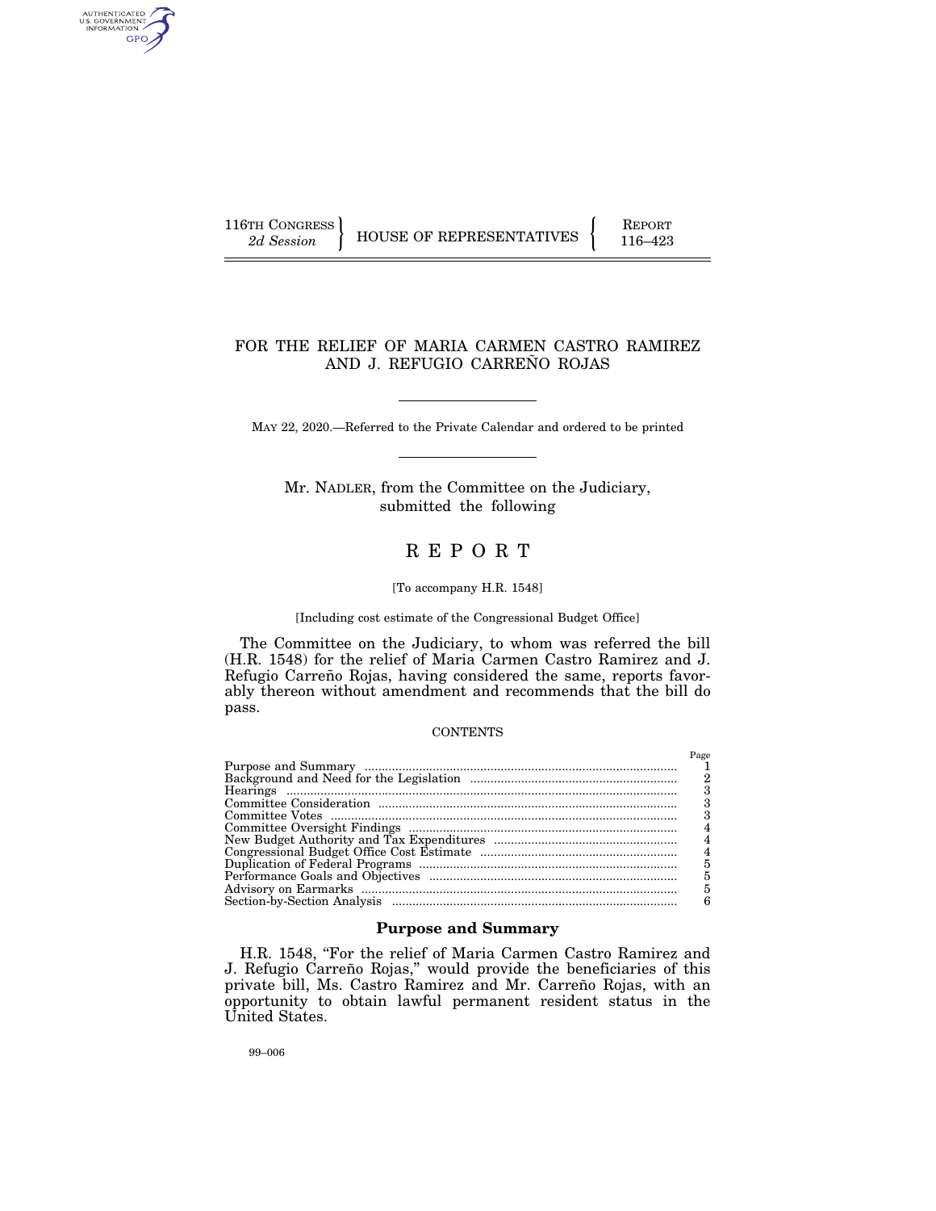116TH CONGRESS
*2d Session*

HOUSE OF REPRESENTATIVES

REPORT
116–423

# FOR THE RELIEF OF MARIA CARMEN CASTRO RAMIREZ AND J. REFUGIO CARREÑO ROJAS

MAY 22, 2020.—Referred to the Private Calendar and ordered to be printed

Mr. NADLER, from the Committee on the Judiciary, submitted the following

# R E P O R T

[To accompany H.R. 1548]

[Including cost estimate of the Congressional Budget Office]

The Committee on the Judiciary, to whom was referred the bill (H.R. 1548) for the relief of Maria Carmen Castro Ramirez and J. Refugio Carreño Rojas, having considered the same, reports favorably thereon without amendment and recommends that the bill do pass.

CONTENTS

| | Page |
|---|---|
| Purpose and Summary | 1 |
| Background and Need for the Legislation | 2 |
| Hearings | 3 |
| Committee Consideration | 3 |
| Committee Votes | 3 |
| Committee Oversight Findings | 4 |
| New Budget Authority and Tax Expenditures | 4 |
| Congressional Budget Office Cost Estimate | 4 |
| Duplication of Federal Programs | 5 |
| Performance Goals and Objectives | 5 |
| Advisory on Earmarks | 5 |
| Section-by-Section Analysis | 6 |

## Purpose and Summary

H.R. 1548, "For the relief of Maria Carmen Castro Ramirez and J. Refugio Carreño Rojas," would provide the beneficiaries of this private bill, Ms. Castro Ramirez and Mr. Carreño Rojas, with an opportunity to obtain lawful permanent resident status in the United States.

99–006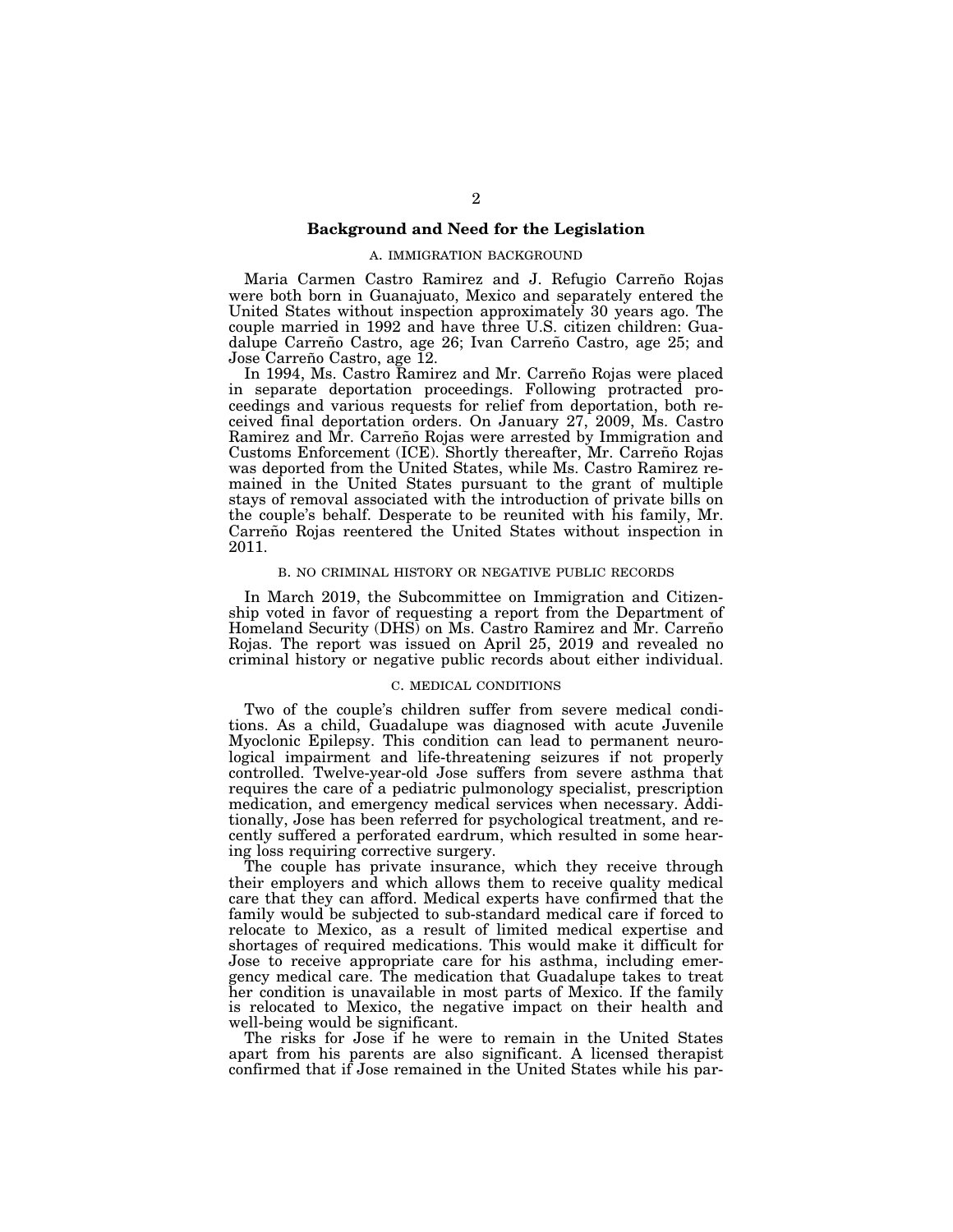## Background and Need for the Legislation

### A. IMMIGRATION BACKGROUND

Maria Carmen Castro Ramirez and J. Refugio Carreño Rojas were both born in Guanajuato, Mexico and separately entered the United States without inspection approximately 30 years ago. The couple married in 1992 and have three U.S. citizen children: Guadalupe Carreño Castro, age 26; Ivan Carreño Castro, age 25; and Jose Carreño Castro, age 12.

In 1994, Ms. Castro Ramirez and Mr. Carreño Rojas were placed in separate deportation proceedings. Following protracted proceedings and various requests for relief from deportation, both received final deportation orders. On January 27, 2009, Ms. Castro Ramirez and Mr. Carreño Rojas were arrested by Immigration and Customs Enforcement (ICE). Shortly thereafter, Mr. Carreño Rojas was deported from the United States, while Ms. Castro Ramirez remained in the United States pursuant to the grant of multiple stays of removal associated with the introduction of private bills on the couple's behalf. Desperate to be reunited with his family, Mr. Carreño Rojas reentered the United States without inspection in 2011.

### B. NO CRIMINAL HISTORY OR NEGATIVE PUBLIC RECORDS

In March 2019, the Subcommittee on Immigration and Citizenship voted in favor of requesting a report from the Department of Homeland Security (DHS) on Ms. Castro Ramirez and Mr. Carreño Rojas. The report was issued on April 25, 2019 and revealed no criminal history or negative public records about either individual.

### C. MEDICAL CONDITIONS

Two of the couple's children suffer from severe medical conditions. As a child, Guadalupe was diagnosed with acute Juvenile Myoclonic Epilepsy. This condition can lead to permanent neurological impairment and life-threatening seizures if not properly controlled. Twelve-year-old Jose suffers from severe asthma that requires the care of a pediatric pulmonology specialist, prescription medication, and emergency medical services when necessary. Additionally, Jose has been referred for psychological treatment, and recently suffered a perforated eardrum, which resulted in some hearing loss requiring corrective surgery.

The couple has private insurance, which they receive through their employers and which allows them to receive quality medical care that they can afford. Medical experts have confirmed that the family would be subjected to sub-standard medical care if forced to relocate to Mexico, as a result of limited medical expertise and shortages of required medications. This would make it difficult for Jose to receive appropriate care for his asthma, including emergency medical care. The medication that Guadalupe takes to treat her condition is unavailable in most parts of Mexico. If the family is relocated to Mexico, the negative impact on their health and well-being would be significant.

The risks for Jose if he were to remain in the United States apart from his parents are also significant. A licensed therapist confirmed that if Jose remained in the United States while his par-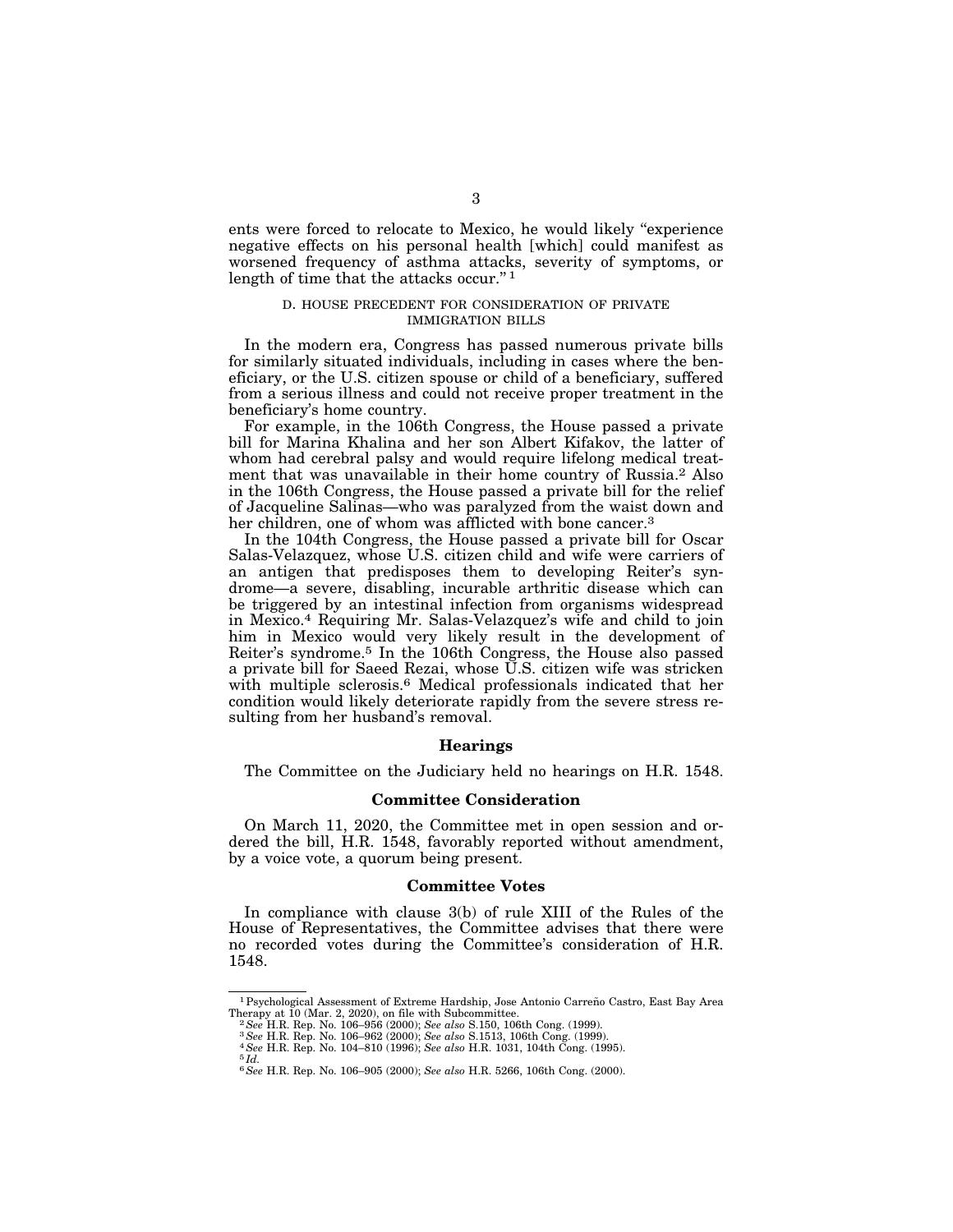ents were forced to relocate to Mexico, he would likely "experience negative effects on his personal health [which] could manifest as worsened frequency of asthma attacks, severity of symptoms, or length of time that the attacks occur." [1]

### D. HOUSE PRECEDENT FOR CONSIDERATION OF PRIVATE IMMIGRATION BILLS

In the modern era, Congress has passed numerous private bills for similarly situated individuals, including in cases where the beneficiary, or the U.S. citizen spouse or child of a beneficiary, suffered from a serious illness and could not receive proper treatment in the beneficiary's home country.

For example, in the 106th Congress, the House passed a private bill for Marina Khalina and her son Albert Kifakov, the latter of whom had cerebral palsy and would require lifelong medical treatment that was unavailable in their home country of Russia.[2] Also in the 106th Congress, the House passed a private bill for the relief of Jacqueline Salinas—who was paralyzed from the waist down and her children, one of whom was afflicted with bone cancer.[3]

In the 104th Congress, the House passed a private bill for Oscar Salas-Velazquez, whose U.S. citizen child and wife were carriers of an antigen that predisposes them to developing Reiter's syndrome—a severe, disabling, incurable arthritic disease which can be triggered by an intestinal infection from organisms widespread in Mexico.[4] Requiring Mr. Salas-Velazquez's wife and child to join him in Mexico would very likely result in the development of Reiter's syndrome.[5] In the 106th Congress, the House also passed a private bill for Saeed Rezai, whose U.S. citizen wife was stricken with multiple sclerosis.[6] Medical professionals indicated that her condition would likely deteriorate rapidly from the severe stress resulting from her husband's removal.

## Hearings

The Committee on the Judiciary held no hearings on H.R. 1548.

## Committee Consideration

On March 11, 2020, the Committee met in open session and ordered the bill, H.R. 1548, favorably reported without amendment, by a voice vote, a quorum being present.

## Committee Votes

In compliance with clause 3(b) of rule XIII of the Rules of the House of Representatives, the Committee advises that there were no recorded votes during the Committee's consideration of H.R. 1548.

---

[1] Psychological Assessment of Extreme Hardship, Jose Antonio Carreño Castro, East Bay Area Therapy at 10 (Mar. 2, 2020), on file with Subcommittee.
[2] *See* H.R. Rep. No. 106–956 (2000); *See also* S.150, 106th Cong. (1999).
[3] *See* H.R. Rep. No. 106–962 (2000); *See also* S.1513, 106th Cong. (1999).
[4] *See* H.R. Rep. No. 104–810 (1996); *See also* H.R. 1031, 104th Cong. (1995).
[5] *Id.*
[6] *See* H.R. Rep. No. 106–905 (2000); *See also* H.R. 5266, 106th Cong. (2000).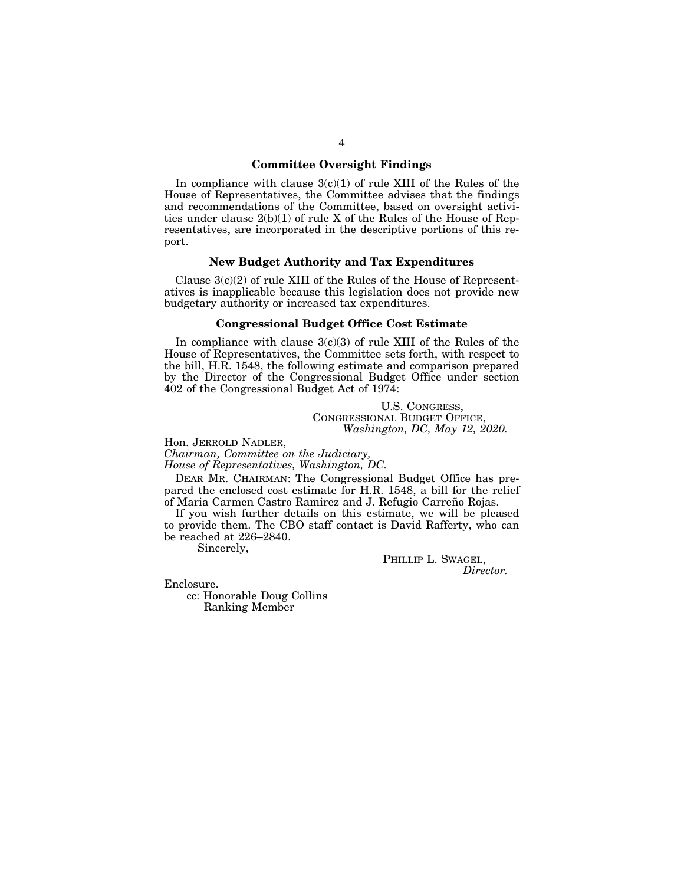### Committee Oversight Findings

In compliance with clause 3(c)(1) of rule XIII of the Rules of the House of Representatives, the Committee advises that the findings and recommendations of the Committee, based on oversight activities under clause 2(b)(1) of rule X of the Rules of the House of Representatives, are incorporated in the descriptive portions of this report.

### New Budget Authority and Tax Expenditures

Clause 3(c)(2) of rule XIII of the Rules of the House of Representatives is inapplicable because this legislation does not provide new budgetary authority or increased tax expenditures.

### Congressional Budget Office Cost Estimate

In compliance with clause 3(c)(3) of rule XIII of the Rules of the House of Representatives, the Committee sets forth, with respect to the bill, H.R. 1548, the following estimate and comparison prepared by the Director of the Congressional Budget Office under section 402 of the Congressional Budget Act of 1974:

U.S. CONGRESS,
CONGRESSIONAL BUDGET OFFICE,
*Washington, DC, May 12, 2020.*

Hon. JERROLD NADLER,
*Chairman, Committee on the Judiciary,*
*House of Representatives, Washington, DC.*

DEAR MR. CHAIRMAN: The Congressional Budget Office has prepared the enclosed cost estimate for H.R. 1548, a bill for the relief of Maria Carmen Castro Ramirez and J. Refugio Carreño Rojas.

If you wish further details on this estimate, we will be pleased to provide them. The CBO staff contact is David Rafferty, who can be reached at 226–2840.

Sincerely,

PHILLIP L. SWAGEL,
*Director.*

Enclosure.

cc: Honorable Doug Collins
Ranking Member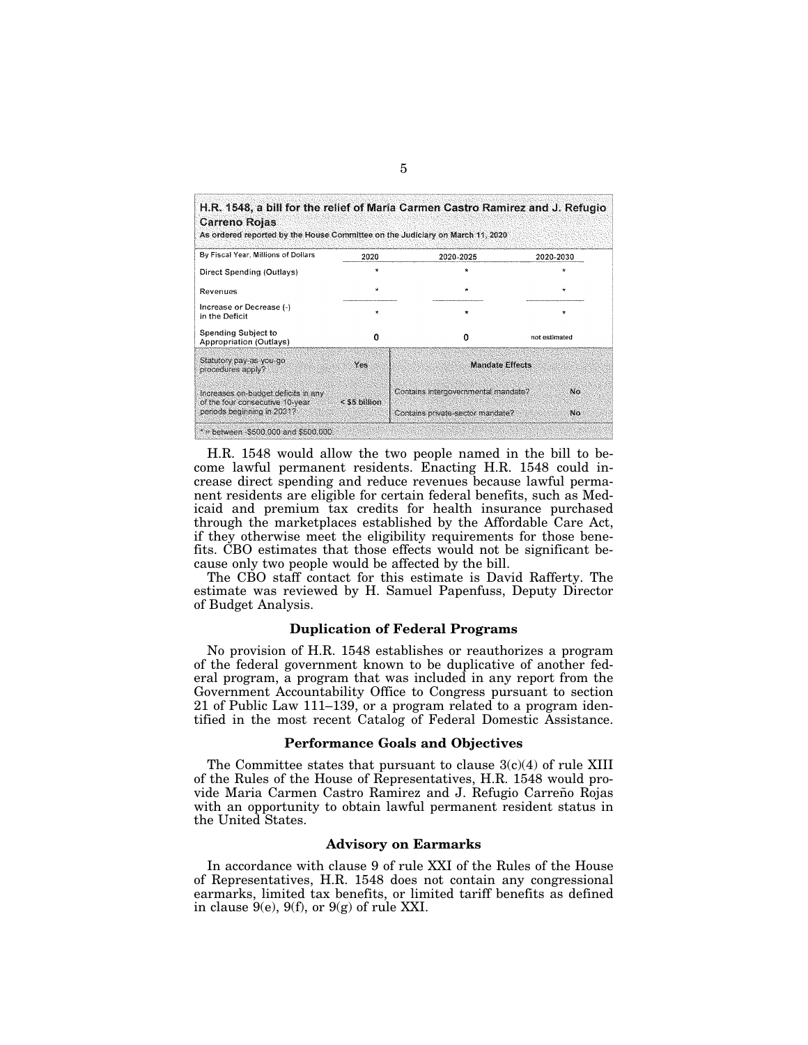**H.R. 1548, a bill for the relief of Maria Carmen Castro Ramirez and J. Refugio Carreno Rojas**
As ordered reported by the House Committee on the Judiciary on March 11, 2020

| By Fiscal Year, Millions of Dollars | 2020 | 2020-2025 | 2020-2030 |
|---|---|---|---|
| Direct Spending (Outlays) | * | * | * |
| Revenues | * | * | * |
| Increase or Decrease (-) in the Deficit | * | * | * |
| Spending Subject to Appropriation (Outlays) | 0 | 0 | not estimated |
| Statutory pay-as-you-go procedures apply? | Yes | **Mandate Effects** | |
| Increases on-budget deficits in any of the four consecutive 10-year periods beginning in 2031? | < $5 billion | Contains intergovernmental mandate? | No |
| | | Contains private-sector mandate? | No |

* = between -$500,000 and $500,000.

H.R. 1548 would allow the two people named in the bill to become lawful permanent residents. Enacting H.R. 1548 could increase direct spending and reduce revenues because lawful permanent residents are eligible for certain federal benefits, such as Medicaid and premium tax credits for health insurance purchased through the marketplaces established by the Affordable Care Act, if they otherwise meet the eligibility requirements for those benefits. CBO estimates that those effects would not be significant because only two people would be affected by the bill.

The CBO staff contact for this estimate is David Rafferty. The estimate was reviewed by H. Samuel Papenfuss, Deputy Director of Budget Analysis.

## Duplication of Federal Programs

No provision of H.R. 1548 establishes or reauthorizes a program of the federal government known to be duplicative of another federal program, a program that was included in any report from the Government Accountability Office to Congress pursuant to section 21 of Public Law 111–139, or a program related to a program identified in the most recent Catalog of Federal Domestic Assistance.

## Performance Goals and Objectives

The Committee states that pursuant to clause 3(c)(4) of rule XIII of the Rules of the House of Representatives, H.R. 1548 would provide Maria Carmen Castro Ramirez and J. Refugio Carreño Rojas with an opportunity to obtain lawful permanent resident status in the United States.

## Advisory on Earmarks

In accordance with clause 9 of rule XXI of the Rules of the House of Representatives, H.R. 1548 does not contain any congressional earmarks, limited tax benefits, or limited tariff benefits as defined in clause 9(e), 9(f), or 9(g) of rule XXI.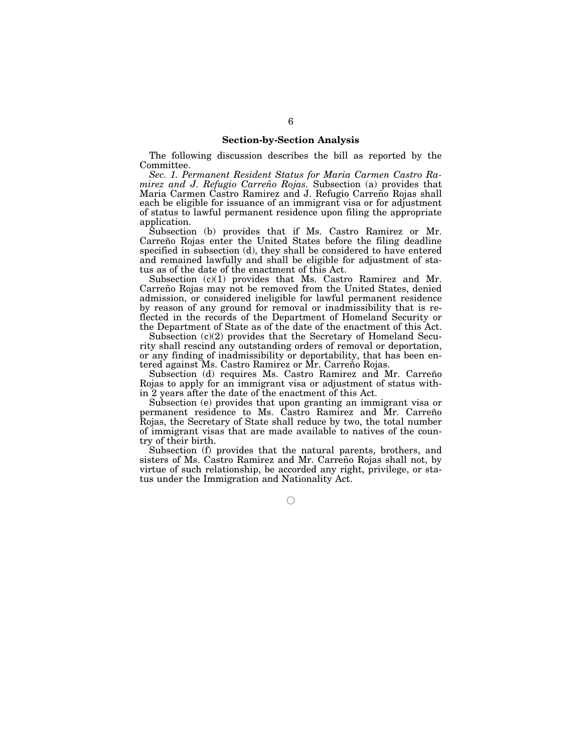## Section-by-Section Analysis

The following discussion describes the bill as reported by the Committee.

*Sec. 1. Permanent Resident Status for Maria Carmen Castro Ramirez and J. Refugio Carreño Rojas.* Subsection (a) provides that Maria Carmen Castro Ramirez and J. Refugio Carreño Rojas shall each be eligible for issuance of an immigrant visa or for adjustment of status to lawful permanent residence upon filing the appropriate application.

Subsection (b) provides that if Ms. Castro Ramirez or Mr. Carreño Rojas enter the United States before the filing deadline specified in subsection (d), they shall be considered to have entered and remained lawfully and shall be eligible for adjustment of status as of the date of the enactment of this Act.

Subsection (c)(1) provides that Ms. Castro Ramirez and Mr. Carreño Rojas may not be removed from the United States, denied admission, or considered ineligible for lawful permanent residence by reason of any ground for removal or inadmissibility that is reflected in the records of the Department of Homeland Security or the Department of State as of the date of the enactment of this Act.

Subsection (c)(2) provides that the Secretary of Homeland Security shall rescind any outstanding orders of removal or deportation, or any finding of inadmissibility or deportability, that has been entered against Ms. Castro Ramirez or Mr. Carreño Rojas.

Subsection (d) requires Ms. Castro Ramirez and Mr. Carreño Rojas to apply for an immigrant visa or adjustment of status within 2 years after the date of the enactment of this Act.

Subsection (e) provides that upon granting an immigrant visa or permanent residence to Ms. Castro Ramirez and Mr. Carreño Rojas, the Secretary of State shall reduce by two, the total number of immigrant visas that are made available to natives of the country of their birth.

Subsection (f) provides that the natural parents, brothers, and sisters of Ms. Castro Ramirez and Mr. Carreño Rojas shall not, by virtue of such relationship, be accorded any right, privilege, or status under the Immigration and Nationality Act.

○